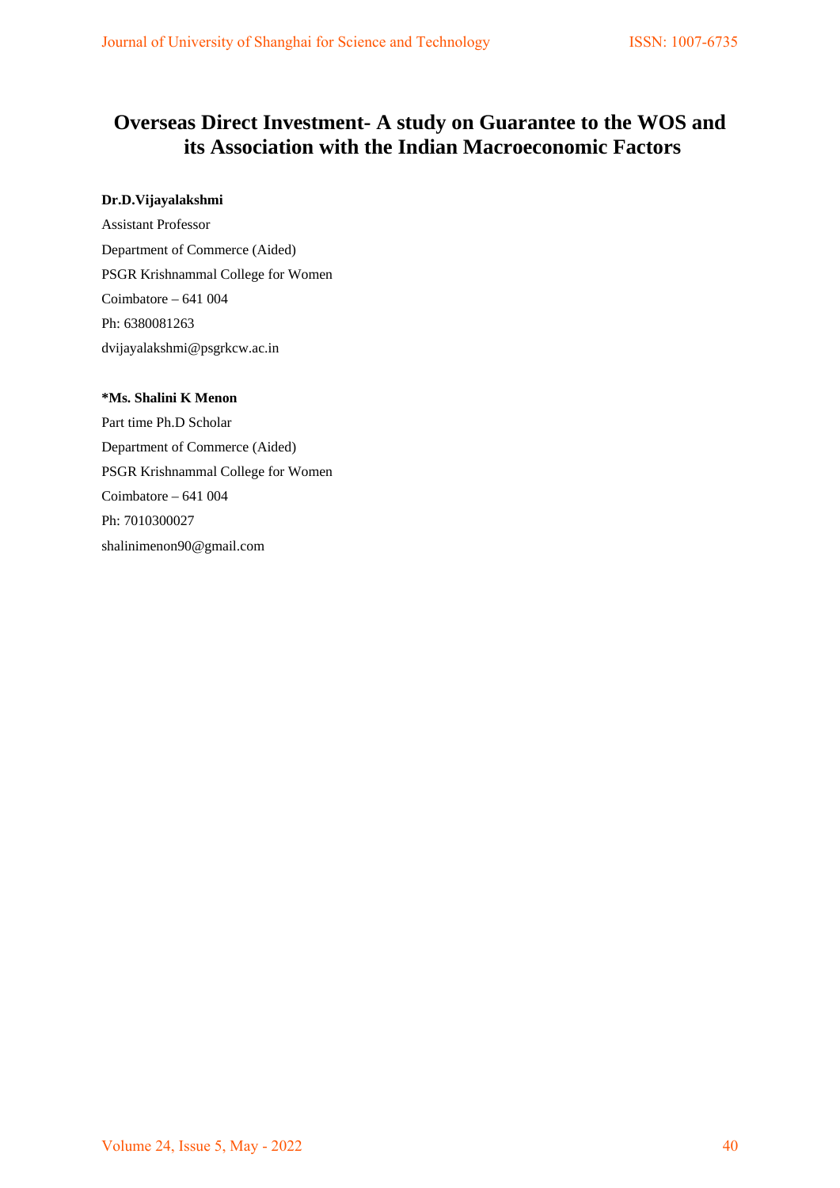# Overseas Direct Investment- A study on Guarantee to the WOS and its Association with the Indian Macroeconomic Factors

**Dr.D.Vijayalakshmi**

Assistant Professor

Department of Commerce (Aided)

PSGR Krishnammal College for Women

Coimbatore – 641 004

Ph: 6380081263

dvijayalakshmi@psgrkcw.ac.in

***Ms. Shalini K Menon**

Part time Ph.D Scholar

Department of Commerce (Aided)

PSGR Krishnammal College for Women

Coimbatore – 641 004

Ph: 7010300027

shalinimenon90@gmail.com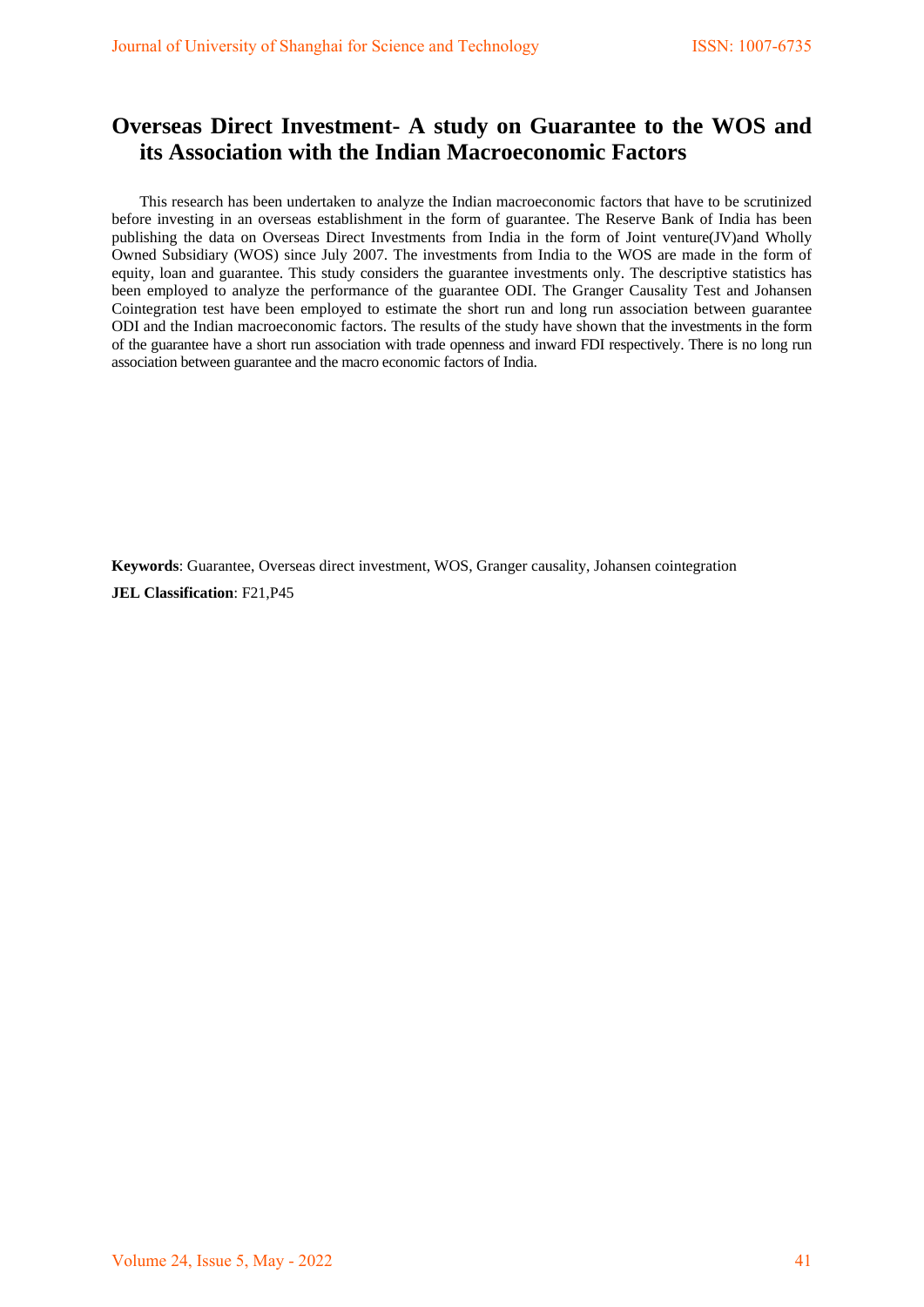# Overseas Direct Investment- A study on Guarantee to the WOS and its Association with the Indian Macroeconomic Factors

This research has been undertaken to analyze the Indian macroeconomic factors that have to be scrutinized before investing in an overseas establishment in the form of guarantee. The Reserve Bank of India has been publishing the data on Overseas Direct Investments from India in the form of Joint venture(JV)and Wholly Owned Subsidiary (WOS) since July 2007. The investments from India to the WOS are made in the form of equity, loan and guarantee. This study considers the guarantee investments only. The descriptive statistics has been employed to analyze the performance of the guarantee ODI. The Granger Causality Test and Johansen Cointegration test have been employed to estimate the short run and long run association between guarantee ODI and the Indian macroeconomic factors. The results of the study have shown that the investments in the form of the guarantee have a short run association with trade openness and inward FDI respectively. There is no long run association between guarantee and the macro economic factors of India.

**Keywords**: Guarantee, Overseas direct investment, WOS, Granger causality, Johansen cointegration

**JEL Classification**: F21,P45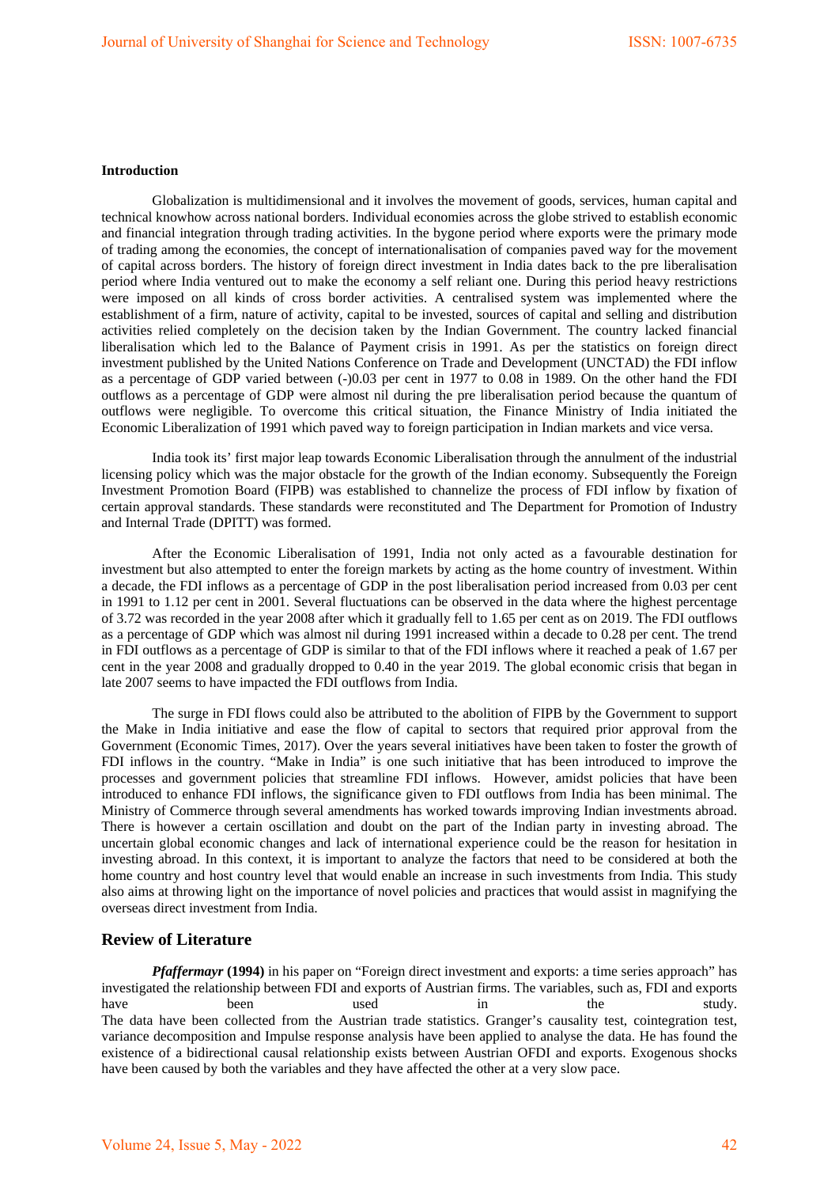### Introduction

Globalization is multidimensional and it involves the movement of goods, services, human capital and technical knowhow across national borders. Individual economies across the globe strived to establish economic and financial integration through trading activities. In the bygone period where exports were the primary mode of trading among the economies, the concept of internationalisation of companies paved way for the movement of capital across borders. The history of foreign direct investment in India dates back to the pre liberalisation period where India ventured out to make the economy a self reliant one. During this period heavy restrictions were imposed on all kinds of cross border activities. A centralised system was implemented where the establishment of a firm, nature of activity, capital to be invested, sources of capital and selling and distribution activities relied completely on the decision taken by the Indian Government. The country lacked financial liberalisation which led to the Balance of Payment crisis in 1991. As per the statistics on foreign direct investment published by the United Nations Conference on Trade and Development (UNCTAD) the FDI inflow as a percentage of GDP varied between (-)0.03 per cent in 1977 to 0.08 in 1989. On the other hand the FDI outflows as a percentage of GDP were almost nil during the pre liberalisation period because the quantum of outflows were negligible. To overcome this critical situation, the Finance Ministry of India initiated the Economic Liberalization of 1991 which paved way to foreign participation in Indian markets and vice versa.

India took its' first major leap towards Economic Liberalisation through the annulment of the industrial licensing policy which was the major obstacle for the growth of the Indian economy. Subsequently the Foreign Investment Promotion Board (FIPB) was established to channelize the process of FDI inflow by fixation of certain approval standards. These standards were reconstituted and The Department for Promotion of Industry and Internal Trade (DPITT) was formed.

After the Economic Liberalisation of 1991, India not only acted as a favourable destination for investment but also attempted to enter the foreign markets by acting as the home country of investment. Within a decade, the FDI inflows as a percentage of GDP in the post liberalisation period increased from 0.03 per cent in 1991 to 1.12 per cent in 2001. Several fluctuations can be observed in the data where the highest percentage of 3.72 was recorded in the year 2008 after which it gradually fell to 1.65 per cent as on 2019. The FDI outflows as a percentage of GDP which was almost nil during 1991 increased within a decade to 0.28 per cent. The trend in FDI outflows as a percentage of GDP is similar to that of the FDI inflows where it reached a peak of 1.67 per cent in the year 2008 and gradually dropped to 0.40 in the year 2019. The global economic crisis that began in late 2007 seems to have impacted the FDI outflows from India.

The surge in FDI flows could also be attributed to the abolition of FIPB by the Government to support the Make in India initiative and ease the flow of capital to sectors that required prior approval from the Government (Economic Times, 2017). Over the years several initiatives have been taken to foster the growth of FDI inflows in the country. "Make in India" is one such initiative that has been introduced to improve the processes and government policies that streamline FDI inflows. However, amidst policies that have been introduced to enhance FDI inflows, the significance given to FDI outflows from India has been minimal. The Ministry of Commerce through several amendments has worked towards improving Indian investments abroad. There is however a certain oscillation and doubt on the part of the Indian party in investing abroad. The uncertain global economic changes and lack of international experience could be the reason for hesitation in investing abroad. In this context, it is important to analyze the factors that need to be considered at both the home country and host country level that would enable an increase in such investments from India. This study also aims at throwing light on the importance of novel policies and practices that would assist in magnifying the overseas direct investment from India.

## Review of Literature

***Pfaffermayr*** **(1994)** in his paper on "Foreign direct investment and exports: a time series approach" has investigated the relationship between FDI and exports of Austrian firms. The variables, such as, FDI and exports have been used in the study. The data have been collected from the Austrian trade statistics. Granger's causality test, cointegration test, variance decomposition and Impulse response analysis have been applied to analyse the data. He has found the existence of a bidirectional causal relationship exists between Austrian OFDI and exports. Exogenous shocks have been caused by both the variables and they have affected the other at a very slow pace.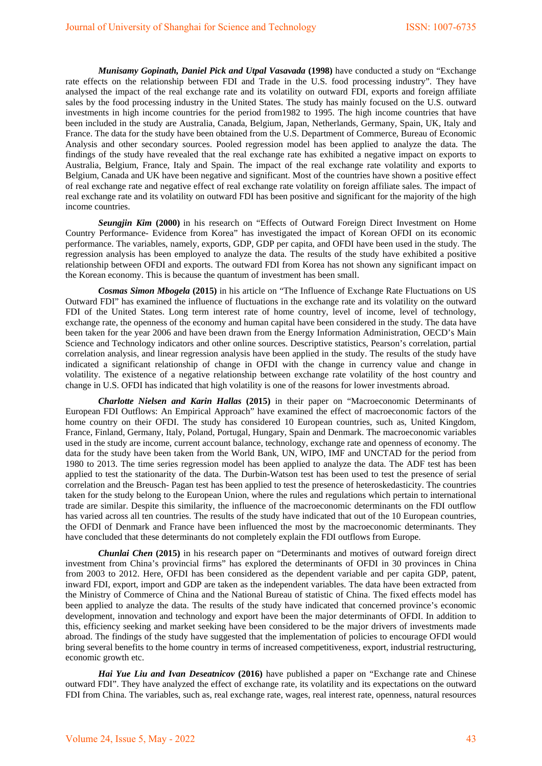***Munisamy Gopinath, Daniel Pick and Utpal Vasavada*** **(1998)** have conducted a study on "Exchange rate effects on the relationship between FDI and Trade in the U.S. food processing industry". They have analysed the impact of the real exchange rate and its volatility on outward FDI, exports and foreign affiliate sales by the food processing industry in the United States. The study has mainly focused on the U.S. outward investments in high income countries for the period from1982 to 1995. The high income countries that have been included in the study are Australia, Canada, Belgium, Japan, Netherlands, Germany, Spain, UK, Italy and France. The data for the study have been obtained from the U.S. Department of Commerce, Bureau of Economic Analysis and other secondary sources. Pooled regression model has been applied to analyze the data. The findings of the study have revealed that the real exchange rate has exhibited a negative impact on exports to Australia, Belgium, France, Italy and Spain. The impact of the real exchange rate volatility and exports to Belgium, Canada and UK have been negative and significant. Most of the countries have shown a positive effect of real exchange rate and negative effect of real exchange rate volatility on foreign affiliate sales. The impact of real exchange rate and its volatility on outward FDI has been positive and significant for the majority of the high income countries.

***Seungjin Kim*** **(2000)** in his research on "Effects of Outward Foreign Direct Investment on Home Country Performance- Evidence from Korea" has investigated the impact of Korean OFDI on its economic performance. The variables, namely, exports, GDP, GDP per capita, and OFDI have been used in the study. The regression analysis has been employed to analyze the data. The results of the study have exhibited a positive relationship between OFDI and exports. The outward FDI from Korea has not shown any significant impact on the Korean economy. This is because the quantum of investment has been small.

***Cosmas Simon Mbogela*** **(2015)** in his article on "The Influence of Exchange Rate Fluctuations on US Outward FDI" has examined the influence of fluctuations in the exchange rate and its volatility on the outward FDI of the United States. Long term interest rate of home country, level of income, level of technology, exchange rate, the openness of the economy and human capital have been considered in the study. The data have been taken for the year 2006 and have been drawn from the Energy Information Administration, OECD's Main Science and Technology indicators and other online sources. Descriptive statistics, Pearson's correlation, partial correlation analysis, and linear regression analysis have been applied in the study. The results of the study have indicated a significant relationship of change in OFDI with the change in currency value and change in volatility. The existence of a negative relationship between exchange rate volatility of the host country and change in U.S. OFDI has indicated that high volatility is one of the reasons for lower investments abroad.

***Charlotte Nielsen and Karin Hallas*** **(2015)** in their paper on "Macroeconomic Determinants of European FDI Outflows: An Empirical Approach" have examined the effect of macroeconomic factors of the home country on their OFDI. The study has considered 10 European countries, such as, United Kingdom, France, Finland, Germany, Italy, Poland, Portugal, Hungary, Spain and Denmark. The macroeconomic variables used in the study are income, current account balance, technology, exchange rate and openness of economy. The data for the study have been taken from the World Bank, UN, WIPO, IMF and UNCTAD for the period from 1980 to 2013. The time series regression model has been applied to analyze the data. The ADF test has been applied to test the stationarity of the data. The Durbin-Watson test has been used to test the presence of serial correlation and the Breusch- Pagan test has been applied to test the presence of heteroskedasticity. The countries taken for the study belong to the European Union, where the rules and regulations which pertain to international trade are similar. Despite this similarity, the influence of the macroeconomic determinants on the FDI outflow has varied across all ten countries. The results of the study have indicated that out of the 10 European countries, the OFDI of Denmark and France have been influenced the most by the macroeconomic determinants. They have concluded that these determinants do not completely explain the FDI outflows from Europe.

***Chunlai Chen*** **(2015)** in his research paper on "Determinants and motives of outward foreign direct investment from China's provincial firms" has explored the determinants of OFDI in 30 provinces in China from 2003 to 2012. Here, OFDI has been considered as the dependent variable and per capita GDP, patent, inward FDI, export, import and GDP are taken as the independent variables. The data have been extracted from the Ministry of Commerce of China and the National Bureau of statistic of China. The fixed effects model has been applied to analyze the data. The results of the study have indicated that concerned province's economic development, innovation and technology and export have been the major determinants of OFDI. In addition to this, efficiency seeking and market seeking have been considered to be the major drivers of investments made abroad. The findings of the study have suggested that the implementation of policies to encourage OFDI would bring several benefits to the home country in terms of increased competitiveness, export, industrial restructuring, economic growth etc.

***Hai Yue Liu and Ivan Deseatnicov*** **(2016)** have published a paper on "Exchange rate and Chinese outward FDI". They have analyzed the effect of exchange rate, its volatility and its expectations on the outward FDI from China. The variables, such as, real exchange rate, wages, real interest rate, openness, natural resources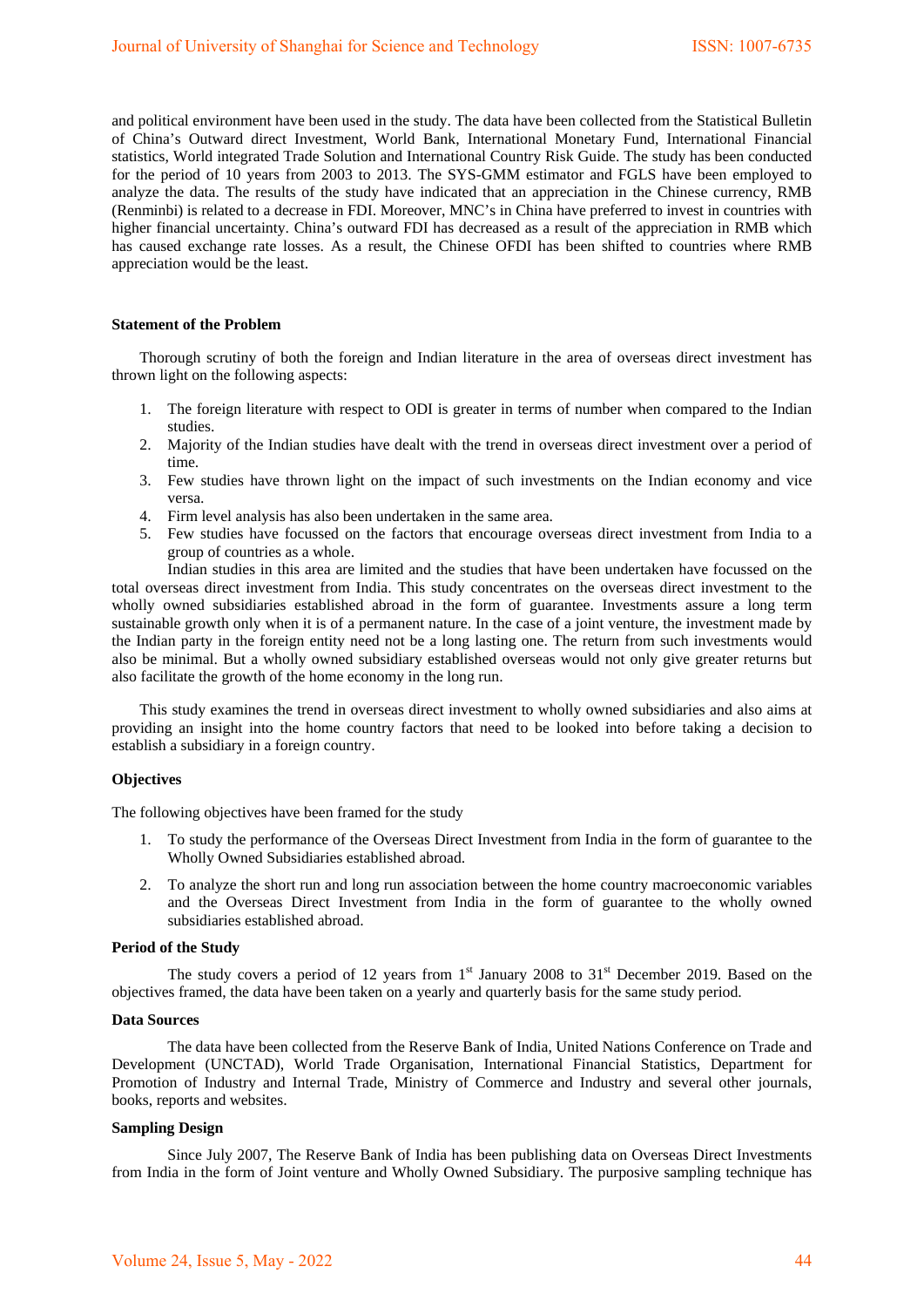and political environment have been used in the study. The data have been collected from the Statistical Bulletin of China's Outward direct Investment, World Bank, International Monetary Fund, International Financial statistics, World integrated Trade Solution and International Country Risk Guide. The study has been conducted for the period of 10 years from 2003 to 2013. The SYS-GMM estimator and FGLS have been employed to analyze the data. The results of the study have indicated that an appreciation in the Chinese currency, RMB (Renminbi) is related to a decrease in FDI. Moreover, MNC's in China have preferred to invest in countries with higher financial uncertainty. China's outward FDI has decreased as a result of the appreciation in RMB which has caused exchange rate losses. As a result, the Chinese OFDI has been shifted to countries where RMB appreciation would be the least.

### Statement of the Problem

Thorough scrutiny of both the foreign and Indian literature in the area of overseas direct investment has thrown light on the following aspects:

1. The foreign literature with respect to ODI is greater in terms of number when compared to the Indian studies.
2. Majority of the Indian studies have dealt with the trend in overseas direct investment over a period of time.
3. Few studies have thrown light on the impact of such investments on the Indian economy and vice versa.
4. Firm level analysis has also been undertaken in the same area.
5. Few studies have focussed on the factors that encourage overseas direct investment from India to a group of countries as a whole.

Indian studies in this area are limited and the studies that have been undertaken have focussed on the total overseas direct investment from India. This study concentrates on the overseas direct investment to the wholly owned subsidiaries established abroad in the form of guarantee. Investments assure a long term sustainable growth only when it is of a permanent nature. In the case of a joint venture, the investment made by the Indian party in the foreign entity need not be a long lasting one. The return from such investments would also be minimal. But a wholly owned subsidiary established overseas would not only give greater returns but also facilitate the growth of the home economy in the long run.

This study examines the trend in overseas direct investment to wholly owned subsidiaries and also aims at providing an insight into the home country factors that need to be looked into before taking a decision to establish a subsidiary in a foreign country.

### Objectives

The following objectives have been framed for the study

1. To study the performance of the Overseas Direct Investment from India in the form of guarantee to the Wholly Owned Subsidiaries established abroad.
2. To analyze the short run and long run association between the home country macroeconomic variables and the Overseas Direct Investment from India in the form of guarantee to the wholly owned subsidiaries established abroad.

### Period of the Study

The study covers a period of 12 years from 1st January 2008 to 31st December 2019. Based on the objectives framed, the data have been taken on a yearly and quarterly basis for the same study period.

### Data Sources

The data have been collected from the Reserve Bank of India, United Nations Conference on Trade and Development (UNCTAD), World Trade Organisation, International Financial Statistics, Department for Promotion of Industry and Internal Trade, Ministry of Commerce and Industry and several other journals, books, reports and websites.

### Sampling Design

Since July 2007, The Reserve Bank of India has been publishing data on Overseas Direct Investments from India in the form of Joint venture and Wholly Owned Subsidiary. The purposive sampling technique has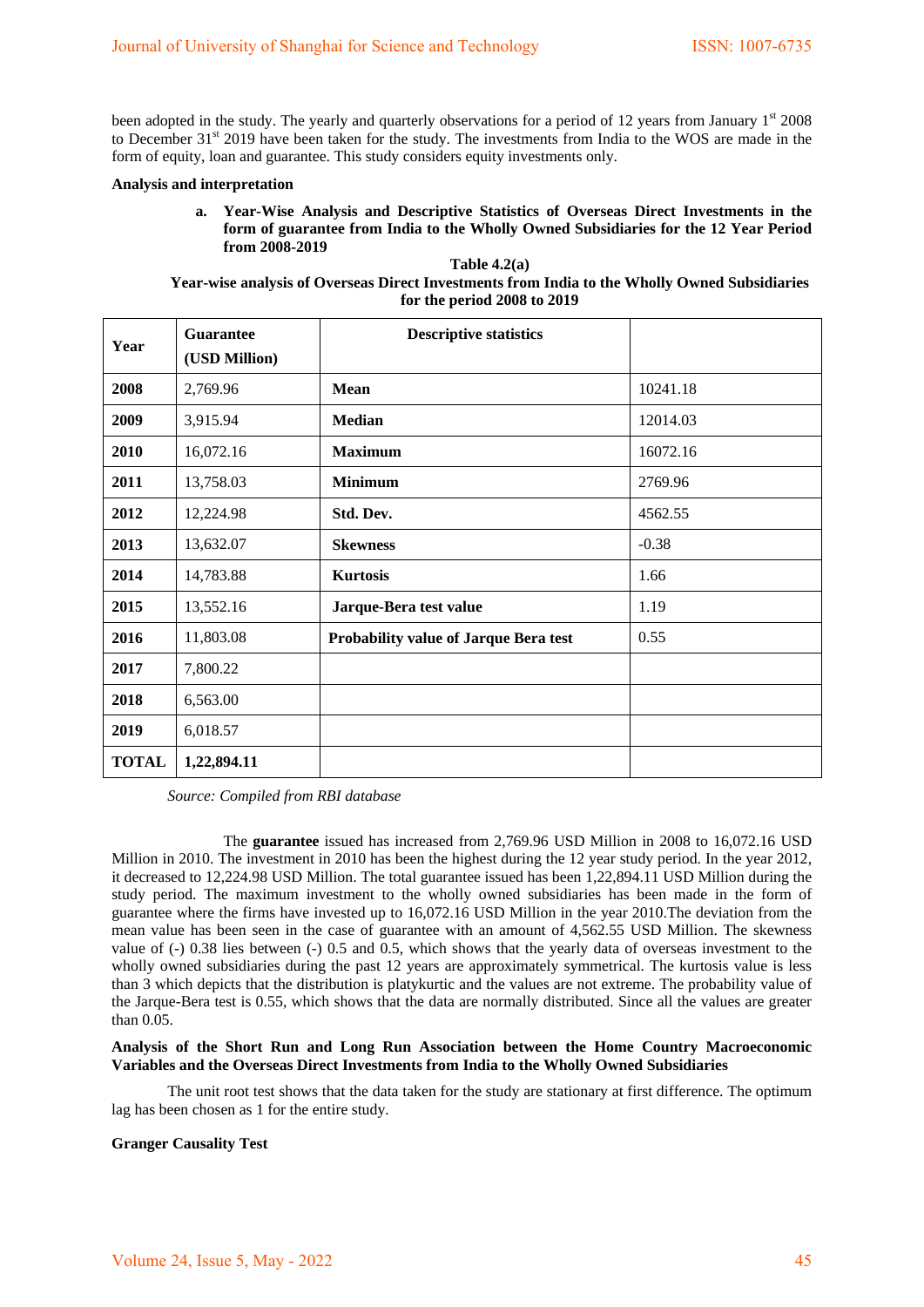been adopted in the study. The yearly and quarterly observations for a period of 12 years from January 1st 2008 to December 31st 2019 have been taken for the study. The investments from India to the WOS are made in the form of equity, loan and guarantee. This study considers equity investments only.

**Analysis and interpretation**

**a. Year-Wise Analysis and Descriptive Statistics of Overseas Direct Investments in the form of guarantee from India to the Wholly Owned Subsidiaries for the 12 Year Period from 2008-2019**

**Table 4.2(a)**
**Year-wise analysis of Overseas Direct Investments from India to the Wholly Owned Subsidiaries for the period 2008 to 2019**

| Year | Guarantee (USD Million) | Descriptive statistics | |
|---|---|---|---|
| 2008 | 2,769.96 | Mean | 10241.18 |
| 2009 | 3,915.94 | Median | 12014.03 |
| 2010 | 16,072.16 | Maximum | 16072.16 |
| 2011 | 13,758.03 | Minimum | 2769.96 |
| 2012 | 12,224.98 | Std. Dev. | 4562.55 |
| 2013 | 13,632.07 | Skewness | -0.38 |
| 2014 | 14,783.88 | Kurtosis | 1.66 |
| 2015 | 13,552.16 | Jarque-Bera test value | 1.19 |
| 2016 | 11,803.08 | Probability value of Jarque Bera test | 0.55 |
| 2017 | 7,800.22 | | |
| 2018 | 6,563.00 | | |
| 2019 | 6,018.57 | | |
| **TOTAL** | **1,22,894.11** | | |

*Source: Compiled from RBI database*

The **guarantee** issued has increased from 2,769.96 USD Million in 2008 to 16,072.16 USD Million in 2010. The investment in 2010 has been the highest during the 12 year study period. In the year 2012, it decreased to 12,224.98 USD Million. The total guarantee issued has been 1,22,894.11 USD Million during the study period. The maximum investment to the wholly owned subsidiaries has been made in the form of guarantee where the firms have invested up to 16,072.16 USD Million in the year 2010.The deviation from the mean value has been seen in the case of guarantee with an amount of 4,562.55 USD Million. The skewness value of (-) 0.38 lies between (-) 0.5 and 0.5, which shows that the yearly data of overseas investment to the wholly owned subsidiaries during the past 12 years are approximately symmetrical. The kurtosis value is less than 3 which depicts that the distribution is platykurtic and the values are not extreme. The probability value of the Jarque-Bera test is 0.55, which shows that the data are normally distributed. Since all the values are greater than 0.05.

**Analysis of the Short Run and Long Run Association between the Home Country Macroeconomic Variables and the Overseas Direct Investments from India to the Wholly Owned Subsidiaries**

The unit root test shows that the data taken for the study are stationary at first difference. The optimum lag has been chosen as 1 for the entire study.

**Granger Causality Test**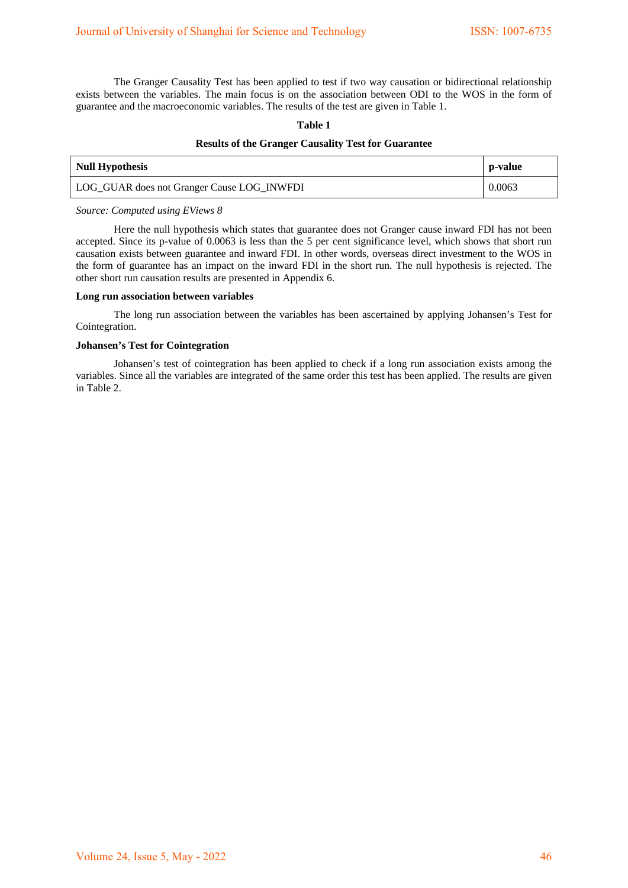The Granger Causality Test has been applied to test if two way causation or bidirectional relationship exists between the variables. The main focus is on the association between ODI to the WOS in the form of guarantee and the macroeconomic variables. The results of the test are given in Table 1.

**Table 1**

**Results of the Granger Causality Test for Guarantee**

| Null Hypothesis | p-value |
|---|---|
| LOG_GUAR does not Granger Cause LOG_INWFDI | 0.0063 |

*Source: Computed using EViews 8*

Here the null hypothesis which states that guarantee does not Granger cause inward FDI has not been accepted. Since its p-value of 0.0063 is less than the 5 per cent significance level, which shows that short run causation exists between guarantee and inward FDI. In other words, overseas direct investment to the WOS in the form of guarantee has an impact on the inward FDI in the short run. The null hypothesis is rejected. The other short run causation results are presented in Appendix 6.

**Long run association between variables**

The long run association between the variables has been ascertained by applying Johansen's Test for Cointegration.

**Johansen's Test for Cointegration**

Johansen's test of cointegration has been applied to check if a long run association exists among the variables. Since all the variables are integrated of the same order this test has been applied. The results are given in Table 2.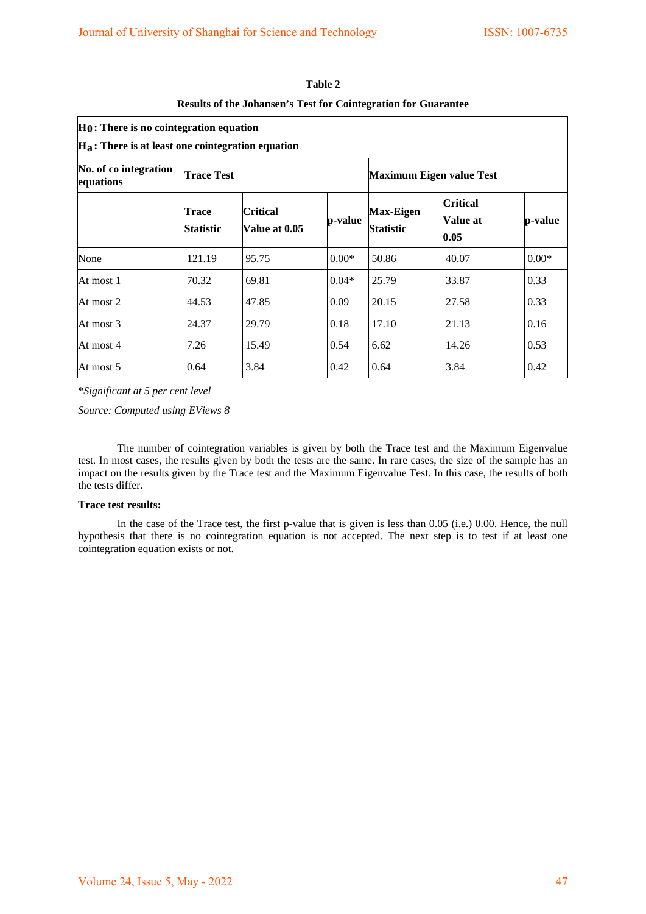**Table 2**

**Results of the Johansen's Test for Cointegration for Guarantee**

**$H_0$: There is no cointegration equation**

**$H_a$: There is at least one cointegration equation**

| No. of co integration equations | Trace Test | | | Maximum Eigen value Test | | |
|---|---|---|---|---|---|---|
| | Trace Statistic | Critical Value at 0.05 | p-value | Max-Eigen Statistic | Critical Value at 0.05 | p-value |
| None | 121.19 | 95.75 | 0.00* | 50.86 | 40.07 | 0.00* |
| At most 1 | 70.32 | 69.81 | 0.04* | 25.79 | 33.87 | 0.33 |
| At most 2 | 44.53 | 47.85 | 0.09 | 20.15 | 27.58 | 0.33 |
| At most 3 | 24.37 | 29.79 | 0.18 | 17.10 | 21.13 | 0.16 |
| At most 4 | 7.26 | 15.49 | 0.54 | 6.62 | 14.26 | 0.53 |
| At most 5 | 0.64 | 3.84 | 0.42 | 0.64 | 3.84 | 0.42 |

**Significant at 5 per cent level*

*Source: Computed using EViews 8*

The number of cointegration variables is given by both the Trace test and the Maximum Eigenvalue test. In most cases, the results given by both the tests are the same. In rare cases, the size of the sample has an impact on the results given by the Trace test and the Maximum Eigenvalue Test. In this case, the results of both the tests differ.

**Trace test results:**

In the case of the Trace test, the first p-value that is given is less than 0.05 (i.e.) 0.00. Hence, the null hypothesis that there is no cointegration equation is not accepted. The next step is to test if at least one cointegration equation exists or not.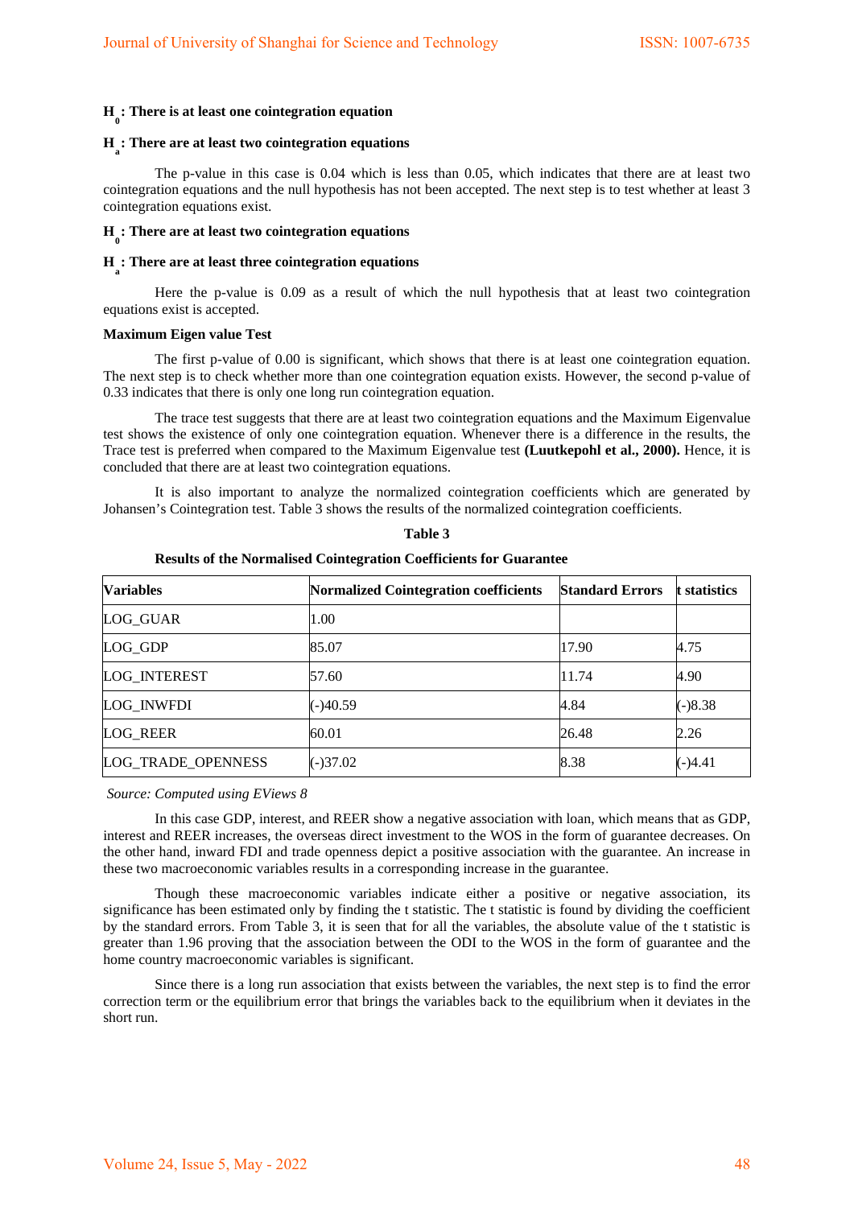**$H_0$: There is at least one cointegration equation**

**$H_a$: There are at least two cointegration equations**

The p-value in this case is 0.04 which is less than 0.05, which indicates that there are at least two cointegration equations and the null hypothesis has not been accepted. The next step is to test whether at least 3 cointegration equations exist.

**$H_0$: There are at least two cointegration equations**

**$H_a$: There are at least three cointegration equations**

Here the p-value is 0.09 as a result of which the null hypothesis that at least two cointegration equations exist is accepted.

**Maximum Eigen value Test**

The first p-value of 0.00 is significant, which shows that there is at least one cointegration equation. The next step is to check whether more than one cointegration equation exists. However, the second p-value of 0.33 indicates that there is only one long run cointegration equation.

The trace test suggests that there are at least two cointegration equations and the Maximum Eigenvalue test shows the existence of only one cointegration equation. Whenever there is a difference in the results, the Trace test is preferred when compared to the Maximum Eigenvalue test **(Luutkepohl et al., 2000).** Hence, it is concluded that there are at least two cointegration equations.

It is also important to analyze the normalized cointegration coefficients which are generated by Johansen's Cointegration test. Table 3 shows the results of the normalized cointegration coefficients.

**Table 3**

**Results of the Normalised Cointegration Coefficients for Guarantee**

| **Variables** | **Normalized Cointegration coefficients** | **Standard Errors** | **t statistics** |
|---|---|---|---|
| LOG_GUAR | 1.00 | | |
| LOG_GDP | 85.07 | 17.90 | 4.75 |
| LOG_INTEREST | 57.60 | 11.74 | 4.90 |
| LOG_INWFDI | (-)40.59 | 4.84 | (-)8.38 |
| LOG_REER | 60.01 | 26.48 | 2.26 |
| LOG_TRADE_OPENNESS | (-)37.02 | 8.38 | (-)4.41 |

*Source: Computed using EViews 8*

In this case GDP, interest, and REER show a negative association with loan, which means that as GDP, interest and REER increases, the overseas direct investment to the WOS in the form of guarantee decreases. On the other hand, inward FDI and trade openness depict a positive association with the guarantee. An increase in these two macroeconomic variables results in a corresponding increase in the guarantee.

Though these macroeconomic variables indicate either a positive or negative association, its significance has been estimated only by finding the t statistic. The t statistic is found by dividing the coefficient by the standard errors. From Table 3, it is seen that for all the variables, the absolute value of the t statistic is greater than 1.96 proving that the association between the ODI to the WOS in the form of guarantee and the home country macroeconomic variables is significant.

Since there is a long run association that exists between the variables, the next step is to find the error correction term or the equilibrium error that brings the variables back to the equilibrium when it deviates in the short run.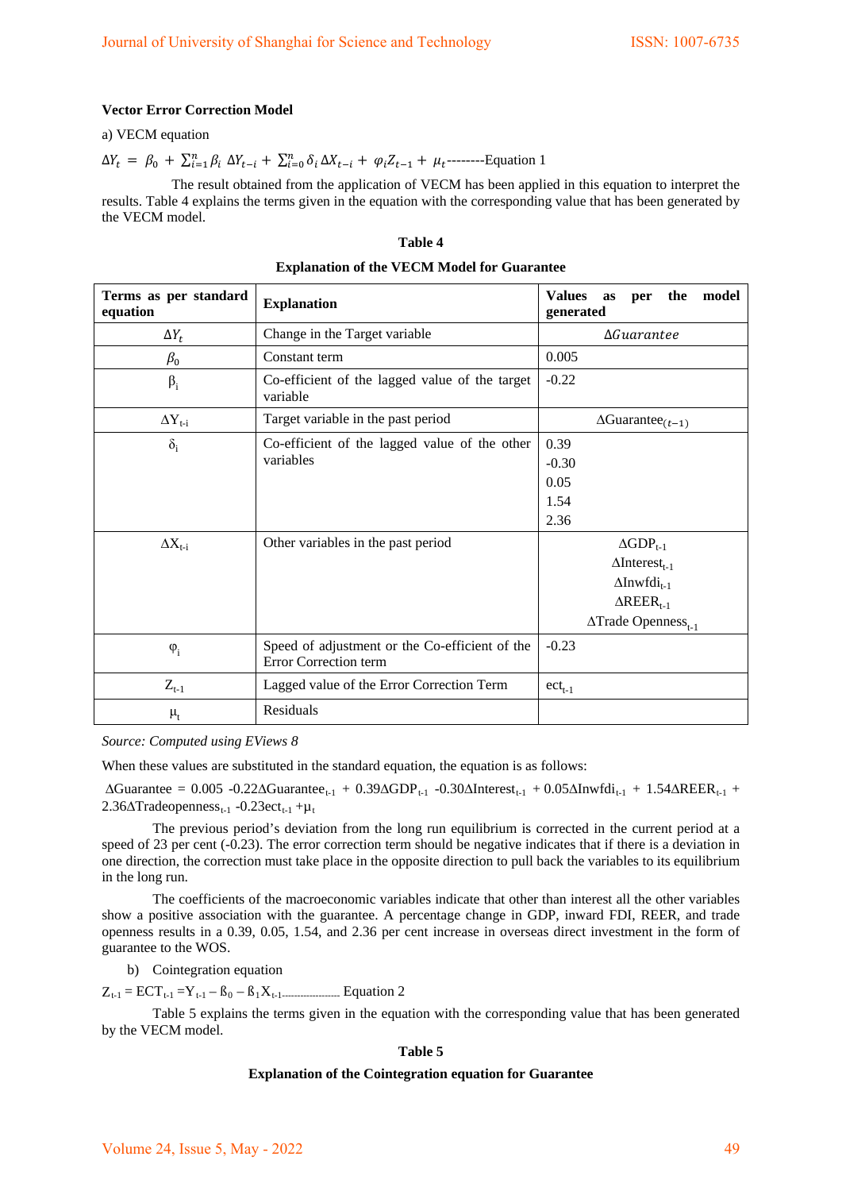**Vector Error Correction Model**

a) VECM equation

$\Delta Y_t = \beta_0 + \sum_{i=1}^{n} \beta_i \, \Delta Y_{t-i} + \sum_{i=0}^{n} \delta_i \, \Delta X_{t-i} + \varphi_i Z_{t-1} + \mu_t$--------Equation 1

The result obtained from the application of VECM has been applied in this equation to interpret the results. Table 4 explains the terms given in the equation with the corresponding value that has been generated by the VECM model.

**Table 4**

**Explanation of the VECM Model for Guarantee**

| Terms as per standard equation | Explanation | Values as per the model generated |
|---|---|---|
| $\Delta Y_t$ | Change in the Target variable | $\Delta Guarantee$ |
| $\beta_0$ | Constant term | 0.005 |
| $\beta_i$ | Co-efficient of the lagged value of the target variable | -0.22 |
| $\Delta Y_{t-i}$ | Target variable in the past period | $\Delta \text{Guarantee}_{(t-1)}$ |
| $\delta_i$ | Co-efficient of the lagged value of the other variables | 0.39<br>-0.30<br>0.05<br>1.54<br>2.36 |
| $\Delta X_{t-i}$ | Other variables in the past period | $\Delta \text{GDP}_{t-1}$<br>$\Delta \text{Interest}_{t-1}$<br>$\Delta \text{Inwfdi}_{t-1}$<br>$\Delta \text{REER}_{t-1}$<br>$\Delta \text{Trade Openness}_{t-1}$ |
| $\varphi_i$ | Speed of adjustment or the Co-efficient of the Error Correction term | -0.23 |
| $Z_{t-1}$ | Lagged value of the Error Correction Term | $\text{ect}_{t-1}$ |
| $\mu_t$ | Residuals | |

*Source: Computed using EViews 8*

When these values are substituted in the standard equation, the equation is as follows:

$\Delta \text{Guarantee} = 0.005 - 0.22\Delta \text{Guarantee}_{t-1} + 0.39\Delta \text{GDP}_{t-1} - 0.30\Delta \text{Interest}_{t-1} + 0.05\Delta \text{Inwfdi}_{t-1} + 1.54\Delta \text{REER}_{t-1} + 2.36\Delta \text{Tradeopenness}_{t-1} - 0.23\text{ect}_{t-1} + \mu_t$

The previous period's deviation from the long run equilibrium is corrected in the current period at a speed of 23 per cent (-0.23). The error correction term should be negative indicates that if there is a deviation in one direction, the correction must take place in the opposite direction to pull back the variables to its equilibrium in the long run.

The coefficients of the macroeconomic variables indicate that other than interest all the other variables show a positive association with the guarantee. A percentage change in GDP, inward FDI, REER, and trade openness results in a 0.39, 0.05, 1.54, and 2.36 per cent increase in overseas direct investment in the form of guarantee to the WOS.

b) Cointegration equation

$Z_{t-1} = ECT_{t-1} = Y_{t-1} - \beta_0 - \beta_1 X_{t-1}$..................... Equation 2

Table 5 explains the terms given in the equation with the corresponding value that has been generated by the VECM model.

**Table 5**

**Explanation of the Cointegration equation for Guarantee**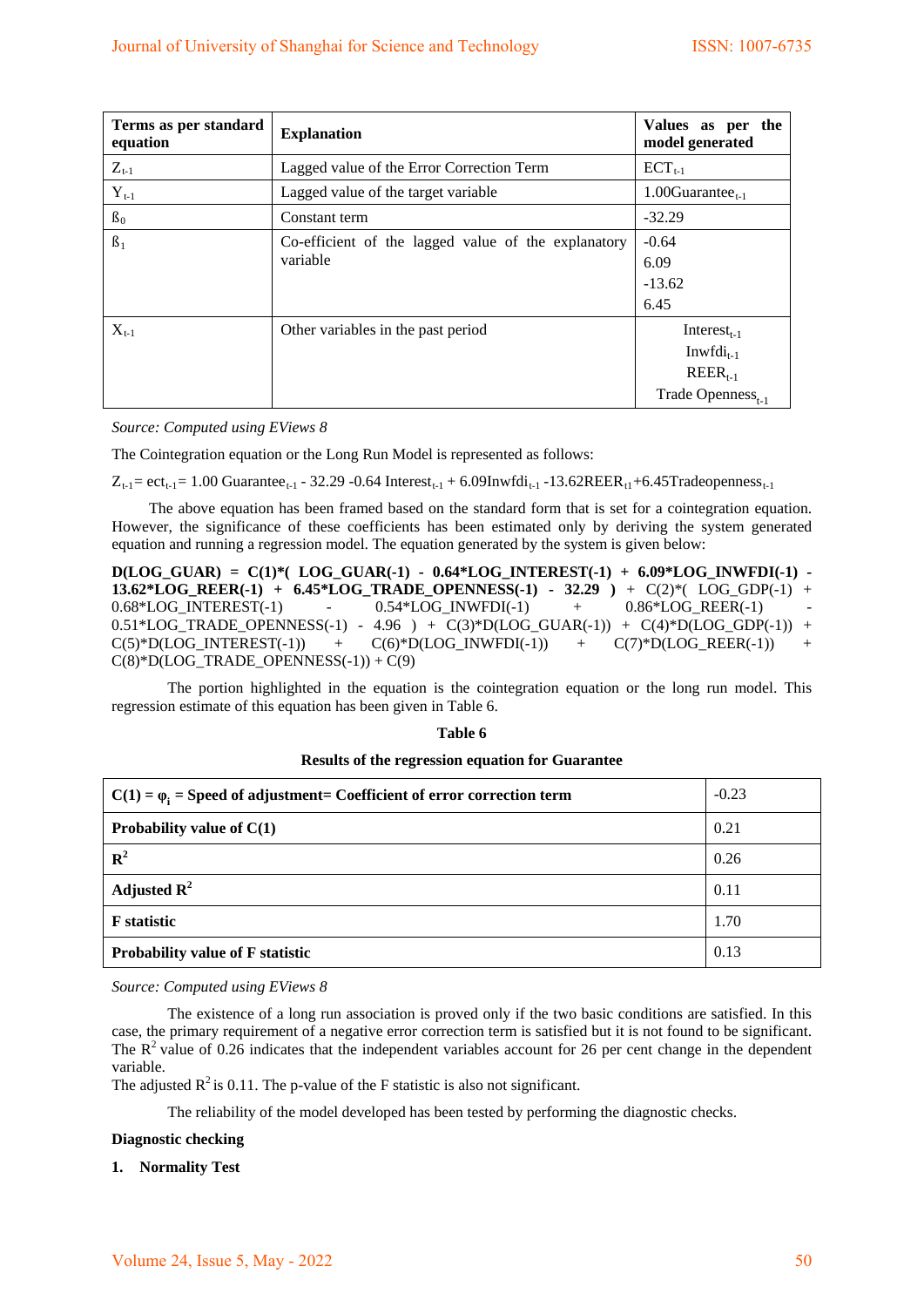| Terms as per standard equation | Explanation | Values as per the model generated |
|---|---|---|
| $Z_{t-1}$ | Lagged value of the Error Correction Term | $ECT_{t-1}$ |
| $Y_{t-1}$ | Lagged value of the target variable | $1.00Guarantee_{t-1}$ |
| $ß_0$ | Constant term | -32.29 |
| $ß_1$ | Co-efficient of the lagged value of the explanatory variable | -0.64<br>6.09<br>-13.62<br>6.45 |
| $X_{t-1}$ | Other variables in the past period | $Interest_{t-1}$<br>$Inwfdi_{t-1}$<br>$REER_{t-1}$<br>Trade $Openness_{t-1}$ |

*Source: Computed using EViews 8*

The Cointegration equation or the Long Run Model is represented as follows:

$Z_{t-1}= ect_{t-1}= 1.00\ Guarantee_{t-1} - 32.29 -0.64\ Interest_{t-1} + 6.09Inwfdi_{t-1} -13.62REER_{t1}+6.45Tradeopenness_{t-1}$

The above equation has been framed based on the standard form that is set for a cointegration equation. However, the significance of these coefficients has been estimated only by deriving the system generated equation and running a regression model. The equation generated by the system is given below:

**D(LOG_GUAR) = C(1)*( LOG_GUAR(-1) - 0.64*LOG_INTEREST(-1) + 6.09*LOG_INWFDI(-1) - 13.62*LOG_REER(-1) + 6.45*LOG_TRADE_OPENNESS(-1) - 32.29 )** + C(2)*( LOG_GDP(-1) + 0.68*LOG_INTEREST(-1) - 0.54*LOG_INWFDI(-1) + 0.86*LOG_REER(-1) - 0.51*LOG_TRADE_OPENNESS(-1) - 4.96 ) + C(3)*D(LOG_GUAR(-1)) + C(4)*D(LOG_GDP(-1)) + C(5)*D(LOG_INTEREST(-1)) + C(6)*D(LOG_INWFDI(-1)) + C(7)*D(LOG_REER(-1)) + C(8)*D(LOG_TRADE_OPENNESS(-1)) + C(9)

The portion highlighted in the equation is the cointegration equation or the long run model. This regression estimate of this equation has been given in Table 6.

**Table 6**

**Results of the regression equation for Guarantee**

| | |
|---|---|
| **C(1) = $\varphi_i$ = Speed of adjustment= Coefficient of error correction term** | -0.23 |
| **Probability value of C(1)** | 0.21 |
| **$R^2$** | 0.26 |
| **Adjusted $R^2$** | 0.11 |
| **F statistic** | 1.70 |
| **Probability value of F statistic** | 0.13 |

*Source: Computed using EViews 8*

The existence of a long run association is proved only if the two basic conditions are satisfied. In this case, the primary requirement of a negative error correction term is satisfied but it is not found to be significant. The $R^2$ value of 0.26 indicates that the independent variables account for 26 per cent change in the dependent variable.

The adjusted $R^2$ is 0.11. The p-value of the F statistic is also not significant.

The reliability of the model developed has been tested by performing the diagnostic checks.

**Diagnostic checking**

**1. Normality Test**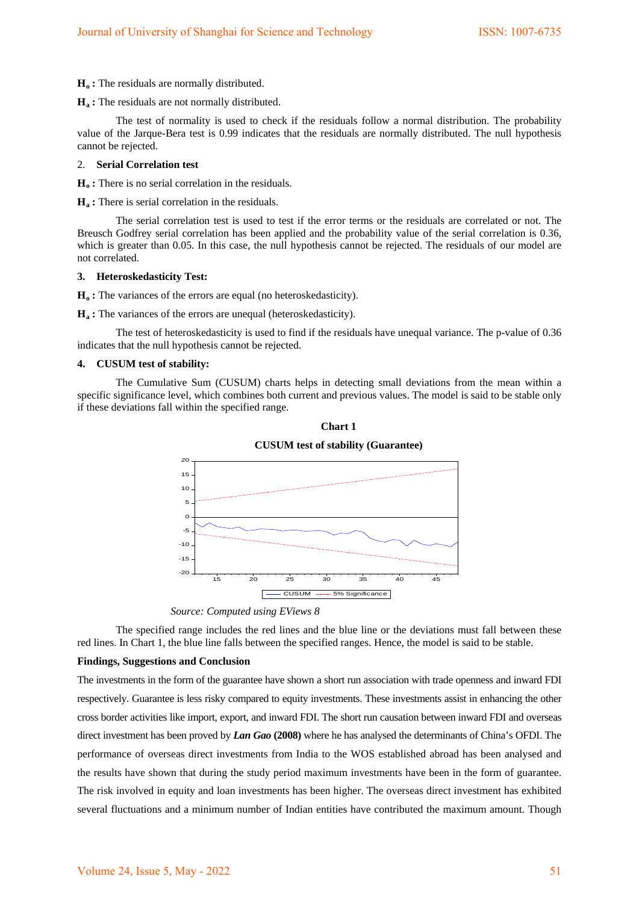**$H_o$ :** The residuals are normally distributed.

**$H_a$ :** The residuals are not normally distributed.

The test of normality is used to check if the residuals follow a normal distribution. The probability value of the Jarque-Bera test is 0.99 indicates that the residuals are normally distributed. The null hypothesis cannot be rejected.

2. **Serial Correlation test**

**$H_o$ :** There is no serial correlation in the residuals.

**$H_a$ :** There is serial correlation in the residuals.

The serial correlation test is used to test if the error terms or the residuals are correlated or not. The Breusch Godfrey serial correlation has been applied and the probability value of the serial correlation is 0.36, which is greater than 0.05. In this case, the null hypothesis cannot be rejected. The residuals of our model are not correlated.

3. **Heteroskedasticity Test:**

**$H_o$ :** The variances of the errors are equal (no heteroskedasticity).

**$H_a$ :** The variances of the errors are unequal (heteroskedasticity).

The test of heteroskedasticity is used to find if the residuals have unequal variance. The p-value of 0.36 indicates that the null hypothesis cannot be rejected.

4. **CUSUM test of stability:**

The Cumulative Sum (CUSUM) charts helps in detecting small deviations from the mean within a specific significance level, which combines both current and previous values. The model is said to be stable only if these deviations fall within the specified range.

**Chart 1**

**CUSUM test of stability (Guarantee)**

*Source: Computed using EViews 8*

The specified range includes the red lines and the blue line or the deviations must fall between these red lines. In Chart 1, the blue line falls between the specified ranges. Hence, the model is said to be stable.

**Findings, Suggestions and Conclusion**

The investments in the form of the guarantee have shown a short run association with trade openness and inward FDI respectively. Guarantee is less risky compared to equity investments. These investments assist in enhancing the other cross border activities like import, export, and inward FDI. The short run causation between inward FDI and overseas direct investment has been proved by ***Lan Gao* (2008)** where he has analysed the determinants of China's OFDI. The performance of overseas direct investments from India to the WOS established abroad has been analysed and the results have shown that during the study period maximum investments have been in the form of guarantee. The risk involved in equity and loan investments has been higher. The overseas direct investment has exhibited several fluctuations and a minimum number of Indian entities have contributed the maximum amount. Though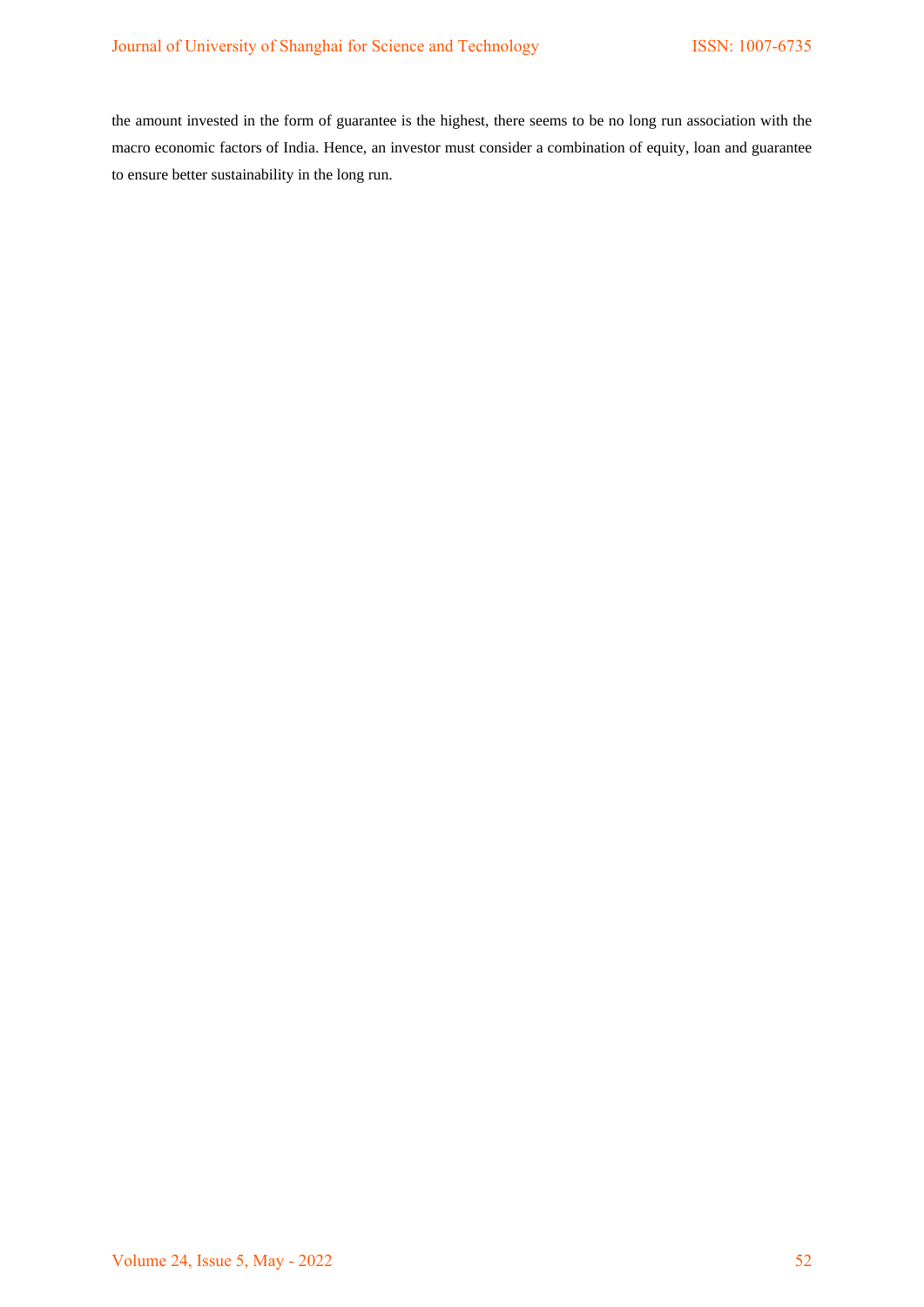the amount invested in the form of guarantee is the highest, there seems to be no long run association with the macro economic factors of India. Hence, an investor must consider a combination of equity, loan and guarantee to ensure better sustainability in the long run.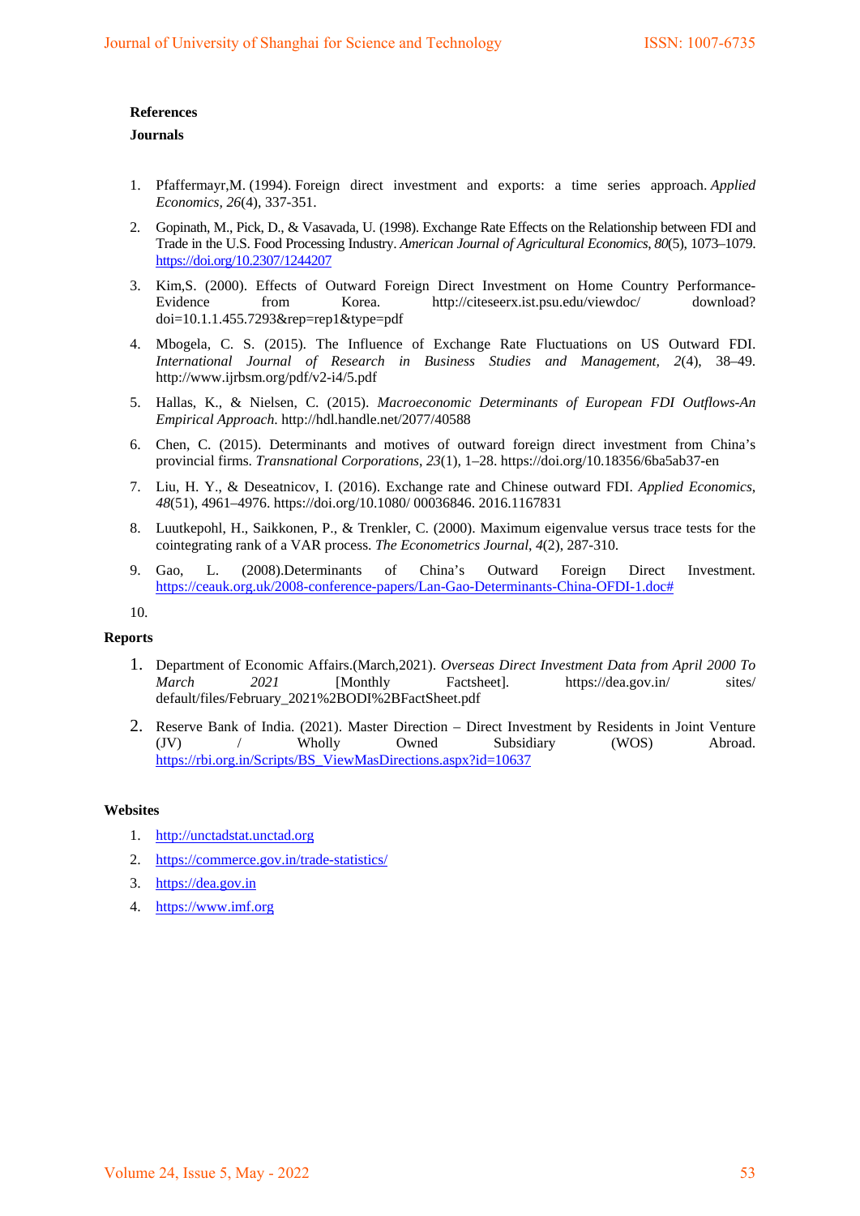**References**

**Journals**

1. Pfaffermayr,M. (1994). Foreign direct investment and exports: a time series approach. *Applied Economics, 26*(4), 337-351.

2. Gopinath, M., Pick, D., & Vasavada, U. (1998). Exchange Rate Effects on the Relationship between FDI and Trade in the U.S. Food Processing Industry. *American Journal of Agricultural Economics*, *80*(5), 1073–1079. https://doi.org/10.2307/1244207

3. Kim,S. (2000). Effects of Outward Foreign Direct Investment on Home Country Performance-Evidence from Korea. http://citeseerx.ist.psu.edu/viewdoc/ download?doi=10.1.1.455.7293&rep=rep1&type=pdf

4. Mbogela, C. S. (2015). The Influence of Exchange Rate Fluctuations on US Outward FDI. *International Journal of Research in Business Studies and Management*, *2*(4), 38–49. http://www.ijrbsm.org/pdf/v2-i4/5.pdf

5. Hallas, K., & Nielsen, C. (2015). *Macroeconomic Determinants of European FDI Outflows-An Empirical Approach.* http://hdl.handle.net/2077/40588

6. Chen, C. (2015). Determinants and motives of outward foreign direct investment from China's provincial firms. *Transnational Corporations*, *23*(1), 1–28. https://doi.org/10.18356/6ba5ab37-en

7. Liu, H. Y., & Deseatnicov, I. (2016). Exchange rate and Chinese outward FDI. *Applied Economics*, *48*(51), 4961–4976. https://doi.org/10.1080/ 00036846. 2016.1167831

8. Luutkepohl, H., Saikkonen, P., & Trenkler, C. (2000). Maximum eigenvalue versus trace tests for the cointegrating rank of a VAR process. *The Econometrics Journal*, *4*(2), 287-310.

9. Gao, L. (2008).Determinants of China's Outward Foreign Direct Investment. https://ceauk.org.uk/2008-conference-papers/Lan-Gao-Determinants-China-OFDI-1.doc#

10.

**Reports**

1. Department of Economic Affairs.(March,2021). *Overseas Direct Investment Data from April 2000 To March 2021* [Monthly Factsheet]. https://dea.gov.in/ sites/ default/files/February_2021%2BODI%2BFactSheet.pdf

2. Reserve Bank of India. (2021). Master Direction – Direct Investment by Residents in Joint Venture (JV) / Wholly Owned Subsidiary (WOS) Abroad. https://rbi.org.in/Scripts/BS_ViewMasDirections.aspx?id=10637

**Websites**

1. http://unctadstat.unctad.org
2. https://commerce.gov.in/trade-statistics/
3. https://dea.gov.in
4. https://www.imf.org